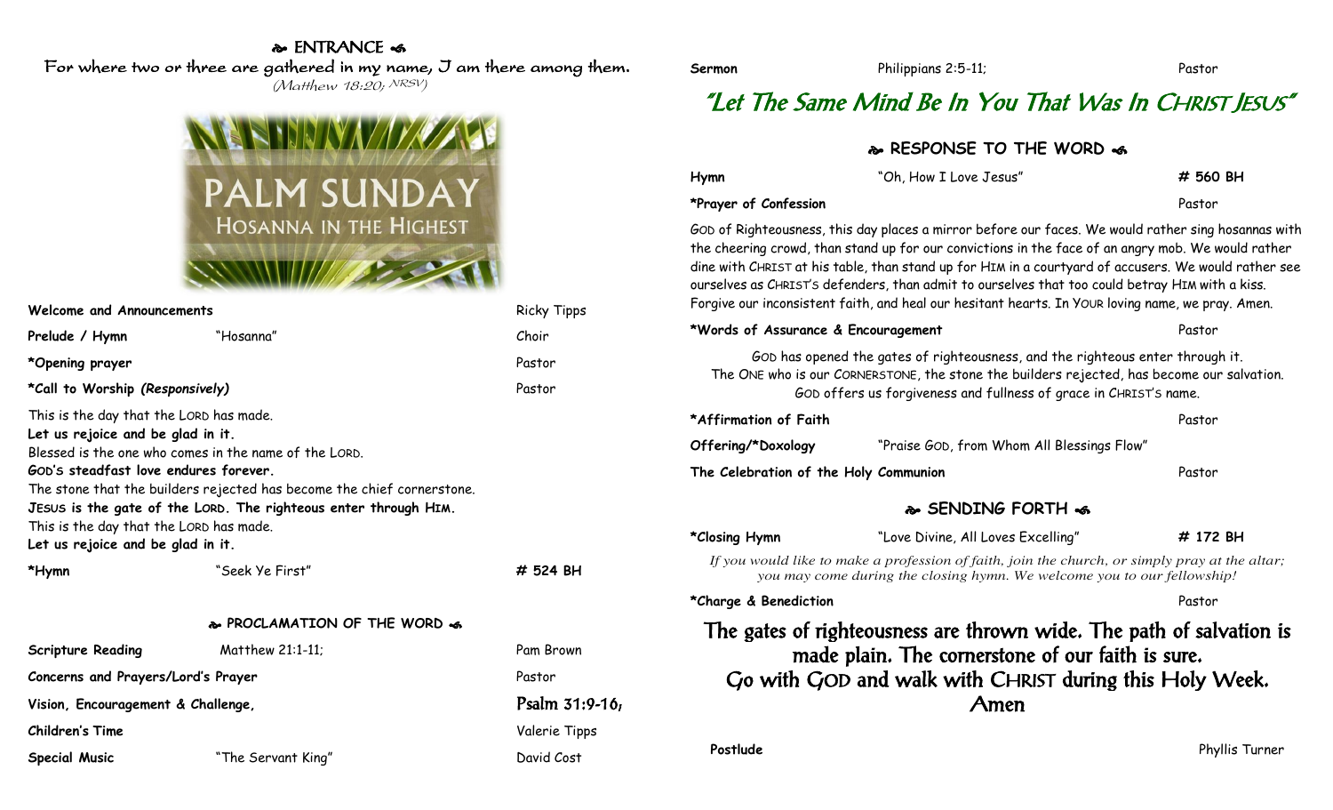## ENTRANCE

For where two or three are gathered in my name, I am there among them.
*(Matthew 18:20; NRSV)*

PALM SUNDAY
HOSANNA IN THE HIGHEST

| | | |
|---|---|---|
| **Welcome and Announcements** | | Ricky Tipps |
| **Prelude / Hymn** | "Hosanna" | Choir |
| ***Opening prayer** | | Pastor |
| ***Call to Worship *(Responsively)*** | | Pastor |

This is the day that the LORD has made.
**Let us rejoice and be glad in it.**
Blessed is the one who comes in the name of the LORD.
**GOD'S steadfast love endures forever.**
The stone that the builders rejected has become the chief cornerstone.
**JESUS is the gate of the LORD. The righteous enter through HIM.**
This is the day that the LORD has made.
**Let us rejoice and be glad in it.**

| | | |
|---|---|---|
| ***Hymn** | "Seek Ye First" | # 524 BH |

## PROCLAMATION OF THE WORD

| | | |
|---|---|---|
| **Scripture Reading** | Matthew 21:1-11; | Pam Brown |
| **Concerns and Prayers/Lord's Prayer** | | Pastor |
| **Vision, Encouragement & Challenge,** | | Psalm 31:9-16, |
| **Children's Time** | | Valerie Tipps |
| **Special Music** | "The Servant King" | David Cost |
| **Sermon** | Philippians 2:5-11; | Pastor |

### "Let The Same Mind Be In You That Was In CHRIST JESUS"

## RESPONSE TO THE WORD

| | | |
|---|---|---|
| **Hymn** | "Oh, How I Love Jesus" | # 560 BH |
| ***Prayer of Confession** | | Pastor |

GOD of Righteousness, this day places a mirror before our faces. We would rather sing hosannas with the cheering crowd, than stand up for our convictions in the face of an angry mob. We would rather dine with CHRIST at his table, than stand up for HIM in a courtyard of accusers. We would rather see ourselves as CHRIST'S defenders, than admit to ourselves that too could betray HIM with a kiss. Forgive our inconsistent faith, and heal our hesitant hearts. In YOUR loving name, we pray. Amen.

| | | |
|---|---|---|
| ***Words of Assurance & Encouragement** | | Pastor |

GOD has opened the gates of righteousness, and the righteous enter through it.
The ONE who is our CORNERSTONE, the stone the builders rejected, has become our salvation.
GOD offers us forgiveness and fullness of grace in CHRIST'S name.

| | | |
|---|---|---|
| ***Affirmation of Faith** | | Pastor |
| **Offering/*Doxology** | "Praise GOD, from Whom All Blessings Flow" | |
| **The Celebration of the Holy Communion** | | Pastor |

## SENDING FORTH

| | | |
|---|---|---|
| ***Closing Hymn** | "Love Divine, All Loves Excelling" | # 172 BH |

*If you would like to make a profession of faith, join the church, or simply pray at the altar; you may come during the closing hymn. We welcome you to our fellowship!*

| | | |
|---|---|---|
| ***Charge & Benediction** | | Pastor |

The gates of righteousness are thrown wide. The path of salvation is made plain. The cornerstone of our faith is sure.
Go with GOD and walk with CHRIST during this Holy Week.
Amen

| | |
|---|---|
| **Postlude** | Phyllis Turner |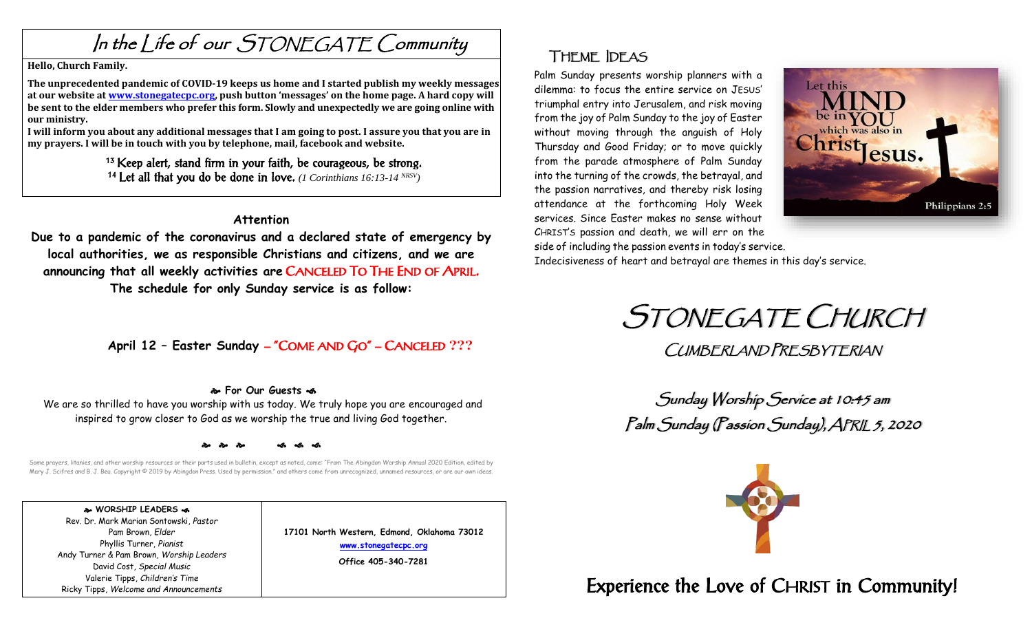# In the Life of our STONEGATE Community

**Hello, Church Family.**

**The unprecedented pandemic of COVID-19 keeps us home and I started publish my weekly messages at our website at www.stonegatecpc.org, push button 'messages' on the home page. A hard copy will be sent to the elder members who prefer this form. Slowly and unexpectedly we are going online with our ministry.**

**I will inform you about any additional messages that I am going to post. I assure you that you are in my prayers. I will be in touch with you by telephone, mail, facebook and website.**

[13] Keep alert, stand firm in your faith, be courageous, be strong.
[14] Let all that you do be done in love. *(1 Corinthians 16:13-14 NRSV)*

**Attention**

**Due to a pandemic of the coronavirus and a declared state of emergency by local authorities, we as responsible Christians and citizens, and we are announcing that all weekly activities are CANCELED TO THE END OF APRIL. The schedule for only Sunday service is as follow:**

**April 12 – Easter Sunday – "COME AND GO" – CANCELED ???**

**❧ For Our Guests ☙**

We are so thrilled to have you worship with us today. We truly hope you are encouraged and inspired to grow closer to God as we worship the true and living God together.

❧ ❧ ❧ ☙ ☙ ☙

Some prayers, litanies, and other worship resources or their parts used in bulletin, except as noted, come: "From The Abingdon Worship Annual 2020 Edition, edited by Mary J. Scifres and B. J. Beu. Copyright © 2019 by Abingdon Press. Used by permission." and others come from unrecognized, unnamed resources, or are our own ideas.

**❧ WORSHIP LEADERS ☙**

Rev. Dr. Mark Marian Sontowski, *Pastor*
Pam Brown, *Elder*
Phyllis Turner, *Pianist*
Andy Turner & Pam Brown, *Worship Leaders*
David Cost, *Special Music*
Valerie Tipps, *Children's Time*
Ricky Tipps, *Welcome and Announcements*

**17101 North Western, Edmond, Oklahoma 73012**
**www.stonegatecpc.org**
**Office 405-340-7281**

## THEME IDEAS

Palm Sunday presents worship planners with a dilemma: to focus the entire service on JESUS' triumphal entry into Jerusalem, and risk moving from the joy of Palm Sunday to the joy of Easter without moving through the anguish of Holy Thursday and Good Friday; or to move quickly from the parade atmosphere of Palm Sunday into the turning of the crowds, the betrayal, and the passion narratives, and thereby risk losing attendance at the forthcoming Holy Week services. Since Easter makes no sense without CHRIST'S passion and death, we will err on the side of including the passion events in today's service.
Indecisiveness of heart and betrayal are themes in this day's service.

Let this MIND be in YOU which was also in Christ Jesus.
Philippians 2:5

# STONEGATE CHURCH

## CUMBERLAND PRESBYTERIAN

*Sunday Worship Service at 10:45 am*
*Palm Sunday (Passion Sunday), APRIL 5, 2020*

**Experience the Love of CHRIST in Community!**